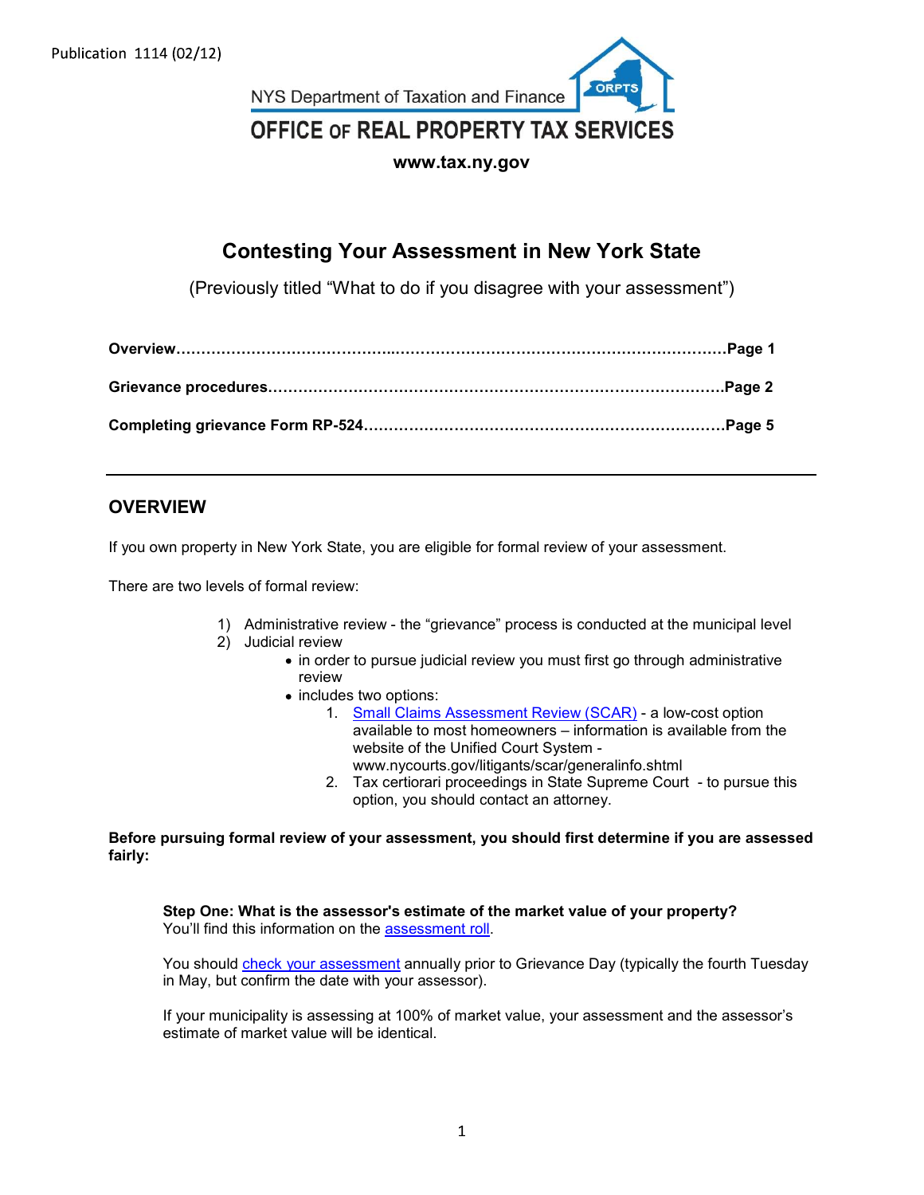Publication 1114 (02/12)

NYS Department of Taxation and Finance

OFFICE OF REAL PROPERTY TAX SERVICES

**www.tax.ny.gov**

# Contesting Your Assessment in New York State

(Previously titled "What to do if you disagree with your assessment")

**Overview……………………………………………………………………………………………Page 1**

**Grievance procedures……………………………………………………………………………..Page 2**

**Completing grievance Form RP-524……………………………………………………………..Page 5**

---

## OVERVIEW

If you own property in New York State, you are eligible for formal review of your assessment.

There are two levels of formal review:

1) Administrative review - the "grievance" process is conducted at the municipal level
2) Judicial review
   - in order to pursue judicial review you must first go through administrative review
   - includes two options:
     1. Small Claims Assessment Review (SCAR) - a low-cost option available to most homeowners – information is available from the website of the Unified Court System - www.nycourts.gov/litigants/scar/generalinfo.shtml
     2. Tax certiorari proceedings in State Supreme Court - to pursue this option, you should contact an attorney.

**Before pursuing formal review of your assessment, you should first determine if you are assessed fairly:**

**Step One: What is the assessor's estimate of the market value of your property?**
You'll find this information on the assessment roll.

You should check your assessment annually prior to Grievance Day (typically the fourth Tuesday in May, but confirm the date with your assessor).

If your municipality is assessing at 100% of market value, your assessment and the assessor's estimate of market value will be identical.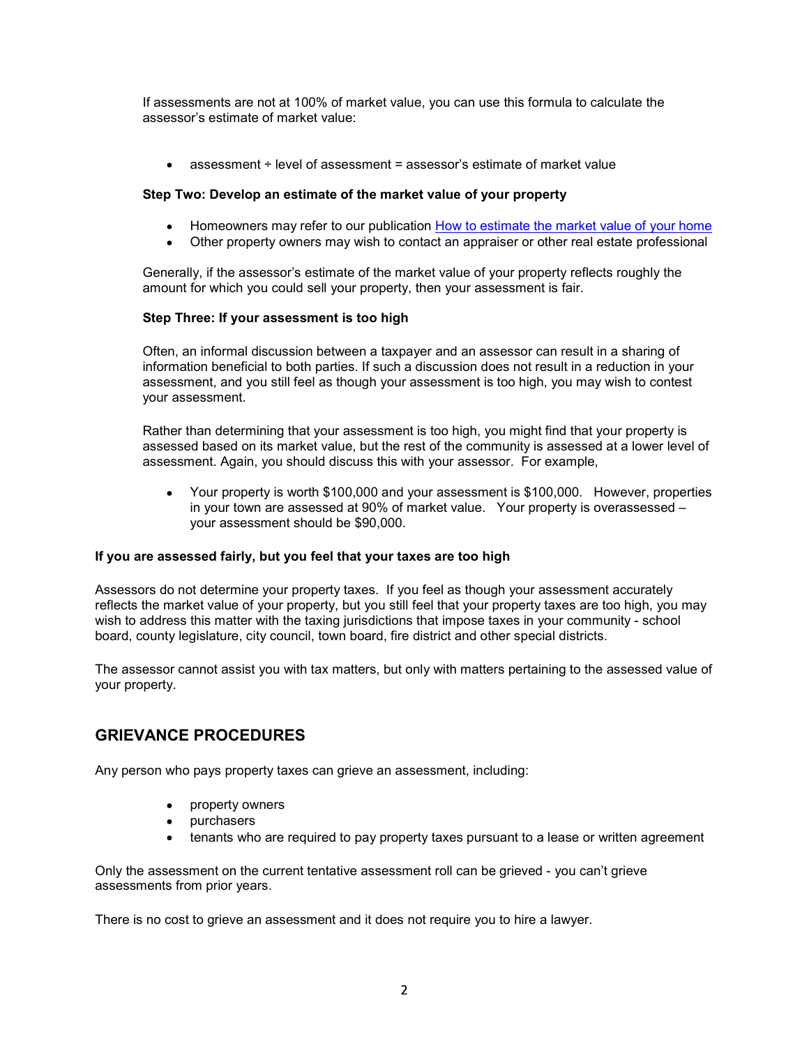If assessments are not at 100% of market value, you can use this formula to calculate the assessor's estimate of market value:

- assessment ÷ level of assessment = assessor's estimate of market value

**Step Two: Develop an estimate of the market value of your property**

- Homeowners may refer to our publication [How to estimate the market value of your home]()
- Other property owners may wish to contact an appraiser or other real estate professional

Generally, if the assessor's estimate of the market value of your property reflects roughly the amount for which you could sell your property, then your assessment is fair.

**Step Three: If your assessment is too high**

Often, an informal discussion between a taxpayer and an assessor can result in a sharing of information beneficial to both parties. If such a discussion does not result in a reduction in your assessment, and you still feel as though your assessment is too high, you may wish to contest your assessment.

Rather than determining that your assessment is too high, you might find that your property is assessed based on its market value, but the rest of the community is assessed at a lower level of assessment. Again, you should discuss this with your assessor. For example,

- Your property is worth $100,000 and your assessment is $100,000. However, properties in your town are assessed at 90% of market value. Your property is overassessed – your assessment should be $90,000.

### If you are assessed fairly, but you feel that your taxes are too high

Assessors do not determine your property taxes. If you feel as though your assessment accurately reflects the market value of your property, but you still feel that your property taxes are too high, you may wish to address this matter with the taxing jurisdictions that impose taxes in your community - school board, county legislature, city council, town board, fire district and other special districts.

The assessor cannot assist you with tax matters, but only with matters pertaining to the assessed value of your property.

## GRIEVANCE PROCEDURES

Any person who pays property taxes can grieve an assessment, including:

- property owners
- purchasers
- tenants who are required to pay property taxes pursuant to a lease or written agreement

Only the assessment on the current tentative assessment roll can be grieved - you can't grieve assessments from prior years.

There is no cost to grieve an assessment and it does not require you to hire a lawyer.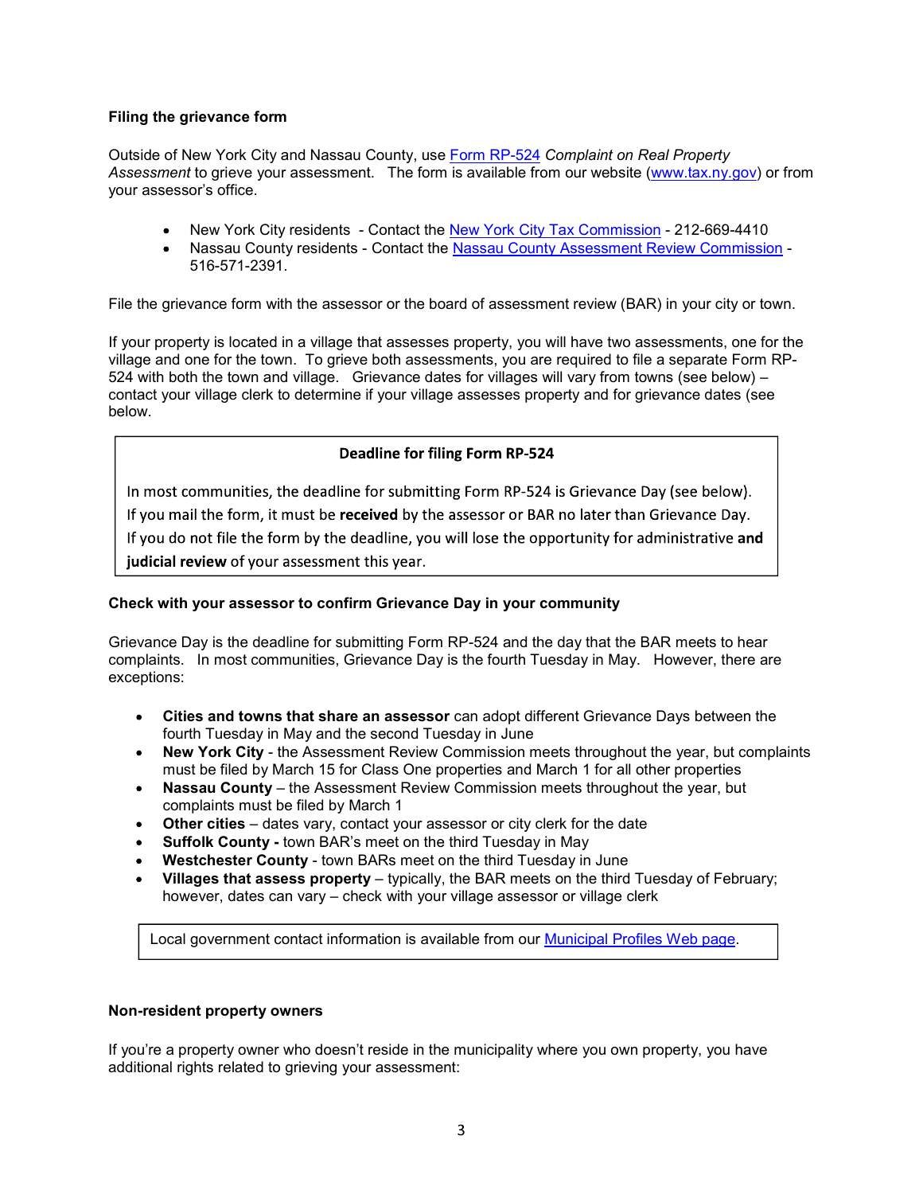### Filing the grievance form

Outside of New York City and Nassau County, use Form RP-524 *Complaint on Real Property Assessment* to grieve your assessment. The form is available from our website (www.tax.ny.gov) or from your assessor's office.

- New York City residents - Contact the New York City Tax Commission - 212-669-4410
- Nassau County residents - Contact the Nassau County Assessment Review Commission - 516-571-2391.

File the grievance form with the assessor or the board of assessment review (BAR) in your city or town.

If your property is located in a village that assesses property, you will have two assessments, one for the village and one for the town. To grieve both assessments, you are required to file a separate Form RP-524 with both the town and village. Grievance dates for villages will vary from towns (see below) – contact your village clerk to determine if your village assesses property and for grievance dates (see below.

> **Deadline for filing Form RP-524**
>
> In most communities, the deadline for submitting Form RP-524 is Grievance Day (see below). If you mail the form, it must be **received** by the assessor or BAR no later than Grievance Day. If you do not file the form by the deadline, you will lose the opportunity for administrative **and judicial review** of your assessment this year.

### Check with your assessor to confirm Grievance Day in your community

Grievance Day is the deadline for submitting Form RP-524 and the day that the BAR meets to hear complaints. In most communities, Grievance Day is the fourth Tuesday in May. However, there are exceptions:

- **Cities and towns that share an assessor** can adopt different Grievance Days between the fourth Tuesday in May and the second Tuesday in June
- **New York City** - the Assessment Review Commission meets throughout the year, but complaints must be filed by March 15 for Class One properties and March 1 for all other properties
- **Nassau County** – the Assessment Review Commission meets throughout the year, but complaints must be filed by March 1
- **Other cities** – dates vary, contact your assessor or city clerk for the date
- **Suffolk County -** town BAR's meet on the third Tuesday in May
- **Westchester County** - town BARs meet on the third Tuesday in June
- **Villages that assess property** – typically, the BAR meets on the third Tuesday of February; however, dates can vary – check with your village assessor or village clerk

> Local government contact information is available from our Municipal Profiles Web page.

### Non-resident property owners

If you're a property owner who doesn't reside in the municipality where you own property, you have additional rights related to grieving your assessment: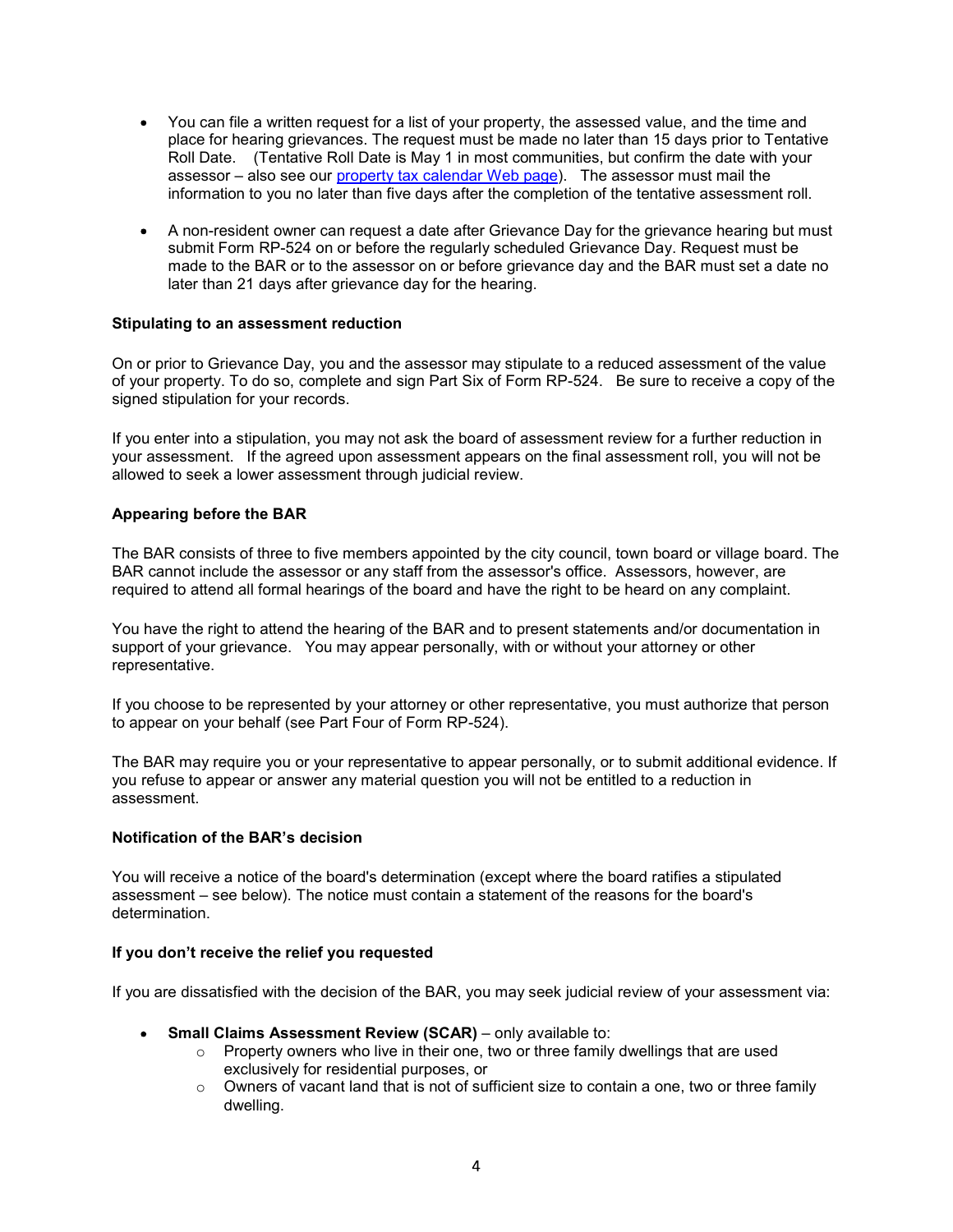- You can file a written request for a list of your property, the assessed value, and the time and place for hearing grievances. The request must be made no later than 15 days prior to Tentative Roll Date. (Tentative Roll Date is May 1 in most communities, but confirm the date with your assessor – also see our [property tax calendar Web page](property tax calendar Web page)). The assessor must mail the information to you no later than five days after the completion of the tentative assessment roll.

- A non-resident owner can request a date after Grievance Day for the grievance hearing but must submit Form RP-524 on or before the regularly scheduled Grievance Day. Request must be made to the BAR or to the assessor on or before grievance day and the BAR must set a date no later than 21 days after grievance day for the hearing.

### Stipulating to an assessment reduction

On or prior to Grievance Day, you and the assessor may stipulate to a reduced assessment of the value of your property. To do so, complete and sign Part Six of Form RP-524. Be sure to receive a copy of the signed stipulation for your records.

If you enter into a stipulation, you may not ask the board of assessment review for a further reduction in your assessment. If the agreed upon assessment appears on the final assessment roll, you will not be allowed to seek a lower assessment through judicial review.

### Appearing before the BAR

The BAR consists of three to five members appointed by the city council, town board or village board. The BAR cannot include the assessor or any staff from the assessor's office. Assessors, however, are required to attend all formal hearings of the board and have the right to be heard on any complaint.

You have the right to attend the hearing of the BAR and to present statements and/or documentation in support of your grievance. You may appear personally, with or without your attorney or other representative.

If you choose to be represented by your attorney or other representative, you must authorize that person to appear on your behalf (see Part Four of Form RP-524).

The BAR may require you or your representative to appear personally, or to submit additional evidence. If you refuse to appear or answer any material question you will not be entitled to a reduction in assessment.

### Notification of the BAR's decision

You will receive a notice of the board's determination (except where the board ratifies a stipulated assessment – see below). The notice must contain a statement of the reasons for the board's determination.

### If you don't receive the relief you requested

If you are dissatisfied with the decision of the BAR, you may seek judicial review of your assessment via:

- **Small Claims Assessment Review (SCAR)** – only available to:
  - Property owners who live in their one, two or three family dwellings that are used exclusively for residential purposes, or
  - Owners of vacant land that is not of sufficient size to contain a one, two or three family dwelling.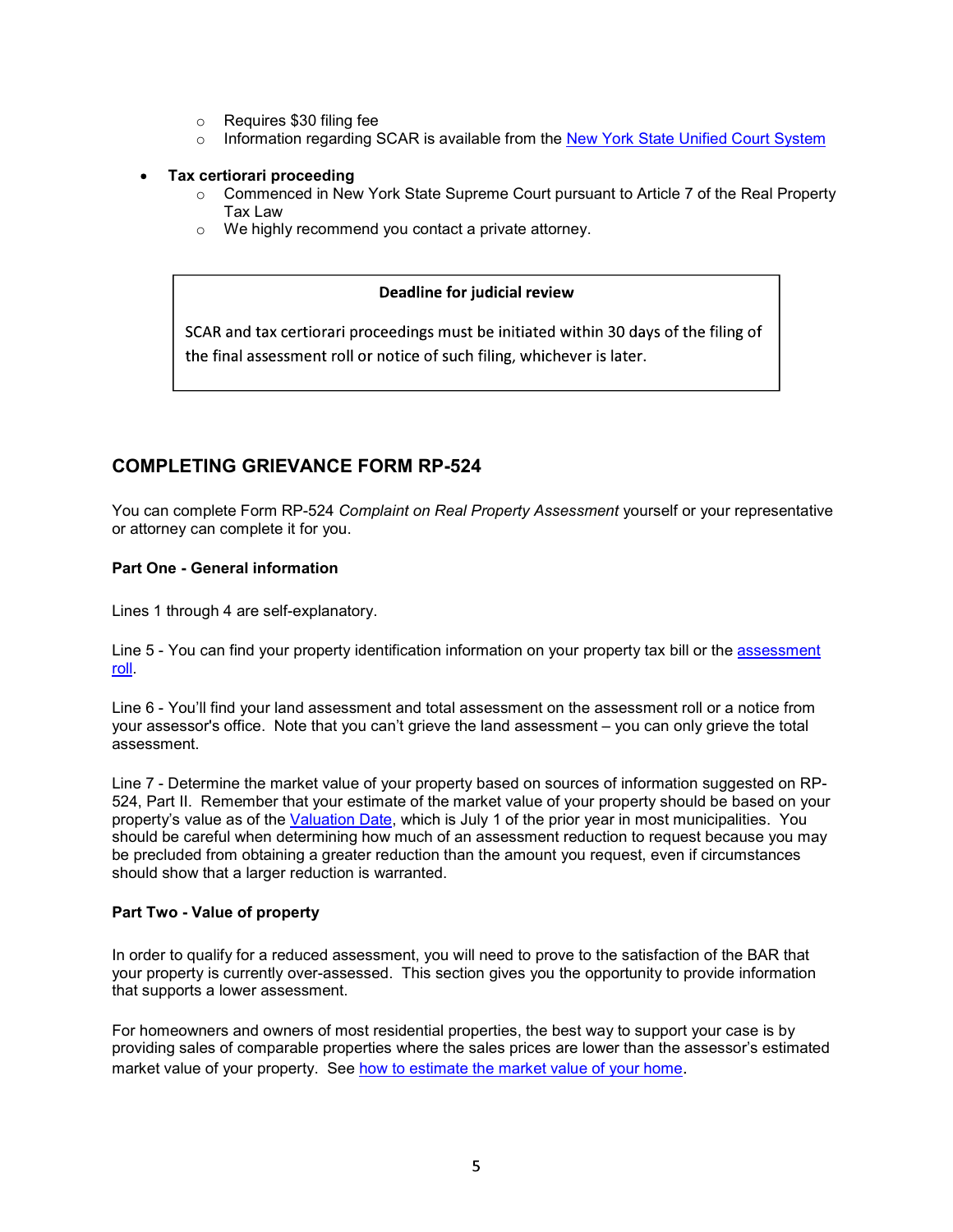- Requires $30 filing fee
  - Information regarding SCAR is available from the New York State Unified Court System

- **Tax certiorari proceeding**
  - Commenced in New York State Supreme Court pursuant to Article 7 of the Real Property Tax Law
  - We highly recommend you contact a private attorney.

> **Deadline for judicial review**
>
> SCAR and tax certiorari proceedings must be initiated within 30 days of the filing of the final assessment roll or notice of such filing, whichever is later.

## COMPLETING GRIEVANCE FORM RP-524

You can complete Form RP-524 *Complaint on Real Property Assessment* yourself or your representative or attorney can complete it for you.

**Part One - General information**

Lines 1 through 4 are self-explanatory.

Line 5 - You can find your property identification information on your property tax bill or the assessment roll.

Line 6 - You'll find your land assessment and total assessment on the assessment roll or a notice from your assessor's office. Note that you can't grieve the land assessment – you can only grieve the total assessment.

Line 7 - Determine the market value of your property based on sources of information suggested on RP-524, Part II. Remember that your estimate of the market value of your property should be based on your property's value as of the Valuation Date, which is July 1 of the prior year in most municipalities. You should be careful when determining how much of an assessment reduction to request because you may be precluded from obtaining a greater reduction than the amount you request, even if circumstances should show that a larger reduction is warranted.

**Part Two - Value of property**

In order to qualify for a reduced assessment, you will need to prove to the satisfaction of the BAR that your property is currently over-assessed. This section gives you the opportunity to provide information that supports a lower assessment.

For homeowners and owners of most residential properties, the best way to support your case is by providing sales of comparable properties where the sales prices are lower than the assessor's estimated market value of your property. See how to estimate the market value of your home.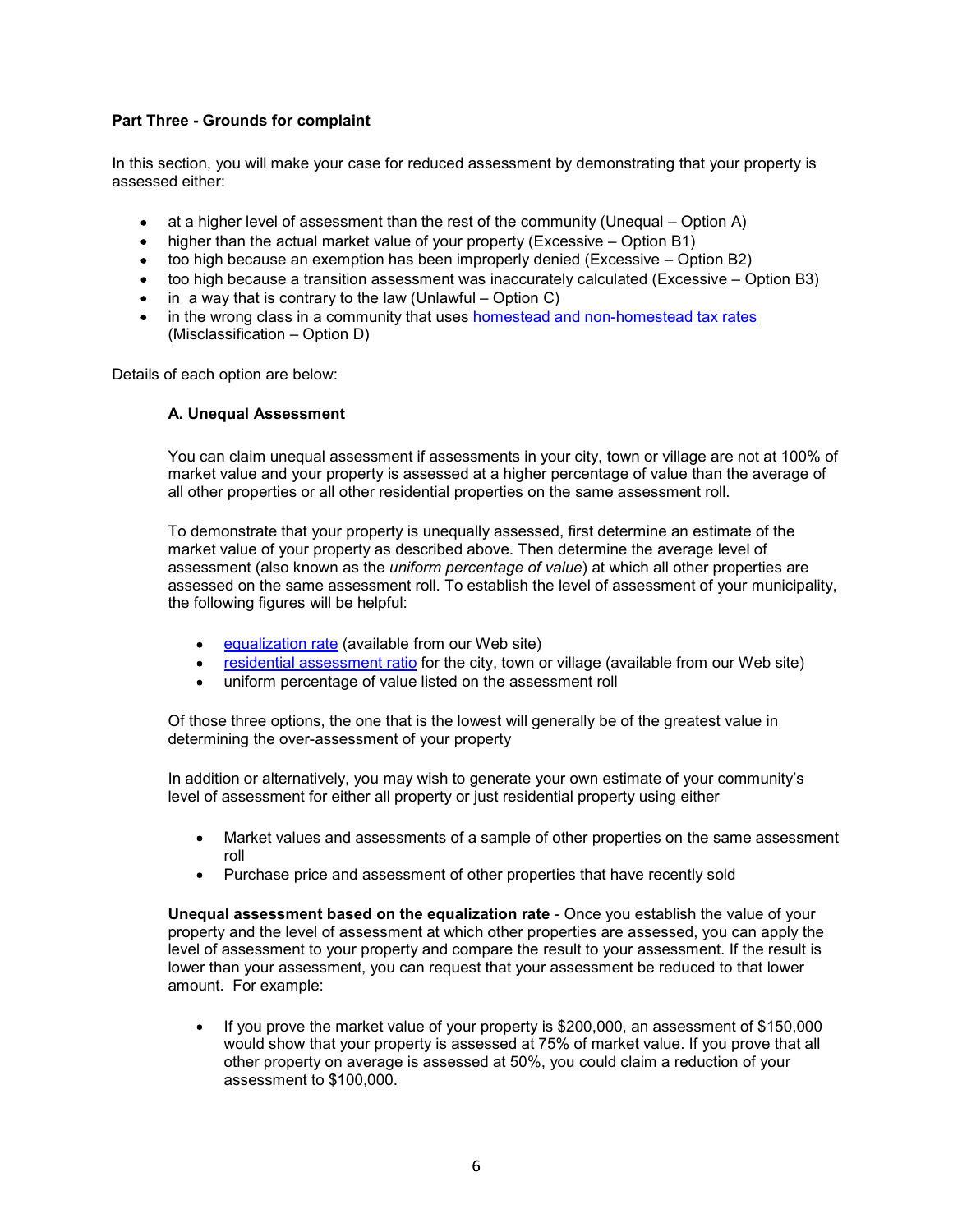**Part Three - Grounds for complaint**

In this section, you will make your case for reduced assessment by demonstrating that your property is assessed either:

- at a higher level of assessment than the rest of the community (Unequal – Option A)
- higher than the actual market value of your property (Excessive – Option B1)
- too high because an exemption has been improperly denied (Excessive – Option B2)
- too high because a transition assessment was inaccurately calculated (Excessive – Option B3)
- in a way that is contrary to the law (Unlawful – Option C)
- in the wrong class in a community that uses homestead and non-homestead tax rates (Misclassification – Option D)

Details of each option are below:

**A. Unequal Assessment**

You can claim unequal assessment if assessments in your city, town or village are not at 100% of market value and your property is assessed at a higher percentage of value than the average of all other properties or all other residential properties on the same assessment roll.

To demonstrate that your property is unequally assessed, first determine an estimate of the market value of your property as described above. Then determine the average level of assessment (also known as the *uniform percentage of value*) at which all other properties are assessed on the same assessment roll. To establish the level of assessment of your municipality, the following figures will be helpful:

- equalization rate (available from our Web site)
- residential assessment ratio for the city, town or village (available from our Web site)
- uniform percentage of value listed on the assessment roll

Of those three options, the one that is the lowest will generally be of the greatest value in determining the over-assessment of your property

In addition or alternatively, you may wish to generate your own estimate of your community's level of assessment for either all property or just residential property using either

- Market values and assessments of a sample of other properties on the same assessment roll
- Purchase price and assessment of other properties that have recently sold

**Unequal assessment based on the equalization rate** - Once you establish the value of your property and the level of assessment at which other properties are assessed, you can apply the level of assessment to your property and compare the result to your assessment. If the result is lower than your assessment, you can request that your assessment be reduced to that lower amount. For example:

- If you prove the market value of your property is $200,000, an assessment of $150,000 would show that your property is assessed at 75% of market value. If you prove that all other property on average is assessed at 50%, you could claim a reduction of your assessment to $100,000.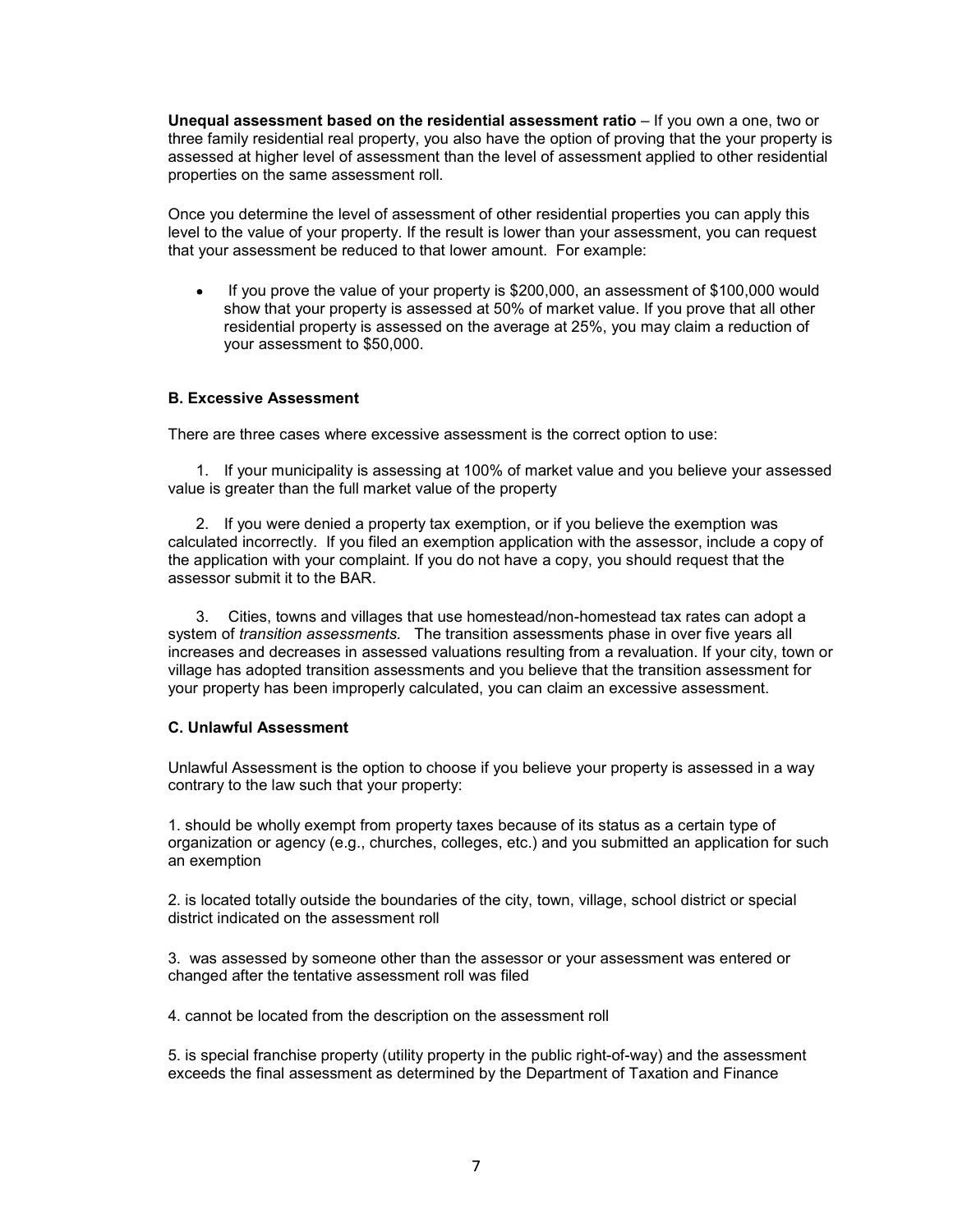**Unequal assessment based on the residential assessment ratio** – If you own a one, two or three family residential real property, you also have the option of proving that the your property is assessed at higher level of assessment than the level of assessment applied to other residential properties on the same assessment roll.

Once you determine the level of assessment of other residential properties you can apply this level to the value of your property. If the result is lower than your assessment, you can request that your assessment be reduced to that lower amount. For example:

- If you prove the value of your property is $200,000, an assessment of $100,000 would show that your property is assessed at 50% of market value. If you prove that all other residential property is assessed on the average at 25%, you may claim a reduction of your assessment to $50,000.

### B. Excessive Assessment

There are three cases where excessive assessment is the correct option to use:

1. If your municipality is assessing at 100% of market value and you believe your assessed value is greater than the full market value of the property

2. If you were denied a property tax exemption, or if you believe the exemption was calculated incorrectly. If you filed an exemption application with the assessor, include a copy of the application with your complaint. If you do not have a copy, you should request that the assessor submit it to the BAR.

3. Cities, towns and villages that use homestead/non-homestead tax rates can adopt a system of *transition assessments.* The transition assessments phase in over five years all increases and decreases in assessed valuations resulting from a revaluation. If your city, town or village has adopted transition assessments and you believe that the transition assessment for your property has been improperly calculated, you can claim an excessive assessment.

### C. Unlawful Assessment

Unlawful Assessment is the option to choose if you believe your property is assessed in a way contrary to the law such that your property:

1. should be wholly exempt from property taxes because of its status as a certain type of organization or agency (e.g., churches, colleges, etc.) and you submitted an application for such an exemption

2. is located totally outside the boundaries of the city, town, village, school district or special district indicated on the assessment roll

3. was assessed by someone other than the assessor or your assessment was entered or changed after the tentative assessment roll was filed

4. cannot be located from the description on the assessment roll

5. is special franchise property (utility property in the public right-of-way) and the assessment exceeds the final assessment as determined by the Department of Taxation and Finance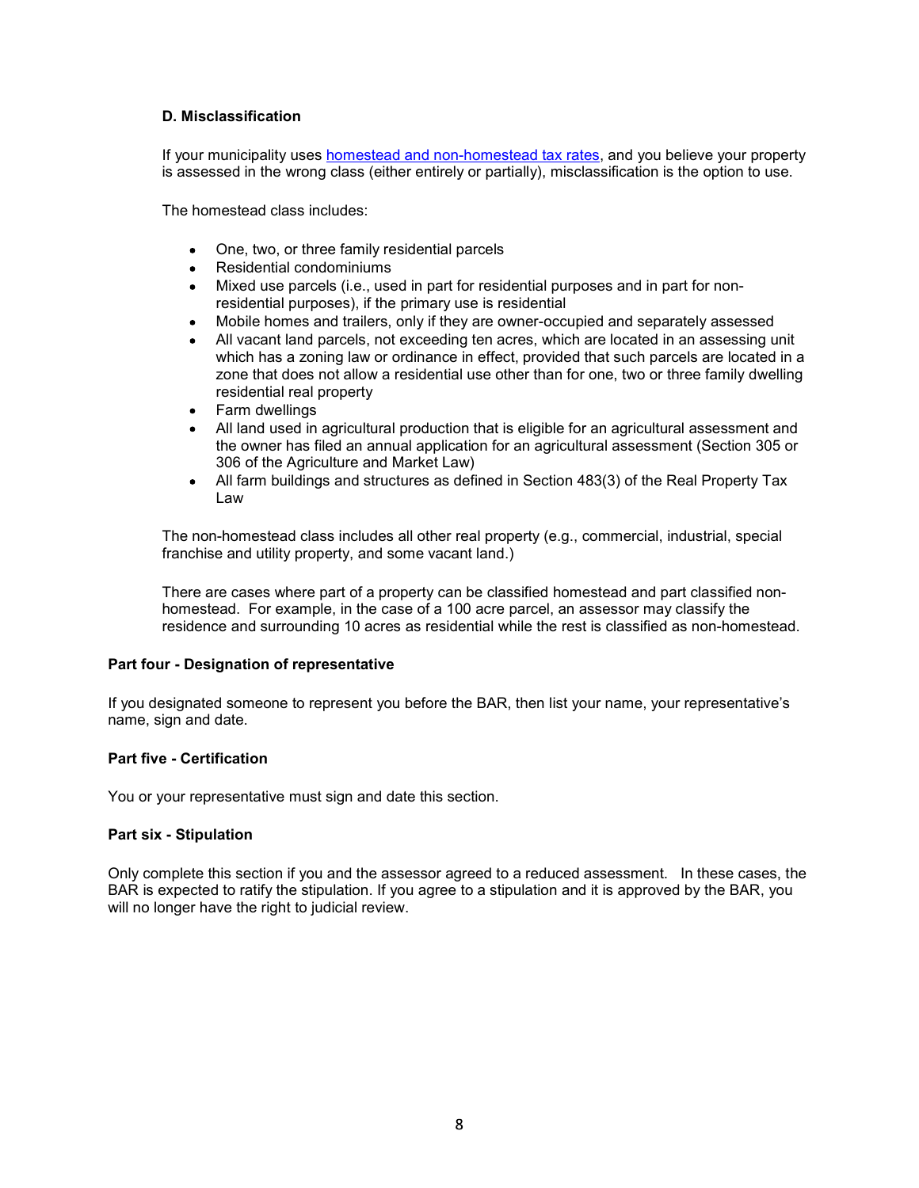### D. Misclassification

If your municipality uses [homestead and non-homestead tax rates](), and you believe your property is assessed in the wrong class (either entirely or partially), misclassification is the option to use.

The homestead class includes:

- One, two, or three family residential parcels
- Residential condominiums
- Mixed use parcels (i.e., used in part for residential purposes and in part for non-residential purposes), if the primary use is residential
- Mobile homes and trailers, only if they are owner-occupied and separately assessed
- All vacant land parcels, not exceeding ten acres, which are located in an assessing unit which has a zoning law or ordinance in effect, provided that such parcels are located in a zone that does not allow a residential use other than for one, two or three family dwelling residential real property
- Farm dwellings
- All land used in agricultural production that is eligible for an agricultural assessment and the owner has filed an annual application for an agricultural assessment (Section 305 or 306 of the Agriculture and Market Law)
- All farm buildings and structures as defined in Section 483(3) of the Real Property Tax Law

The non-homestead class includes all other real property (e.g., commercial, industrial, special franchise and utility property, and some vacant land.)

There are cases where part of a property can be classified homestead and part classified non-homestead. For example, in the case of a 100 acre parcel, an assessor may classify the residence and surrounding 10 acres as residential while the rest is classified as non-homestead.

## Part four - Designation of representative

If you designated someone to represent you before the BAR, then list your name, your representative's name, sign and date.

## Part five - Certification

You or your representative must sign and date this section.

## Part six - Stipulation

Only complete this section if you and the assessor agreed to a reduced assessment. In these cases, the BAR is expected to ratify the stipulation. If you agree to a stipulation and it is approved by the BAR, you will no longer have the right to judicial review.